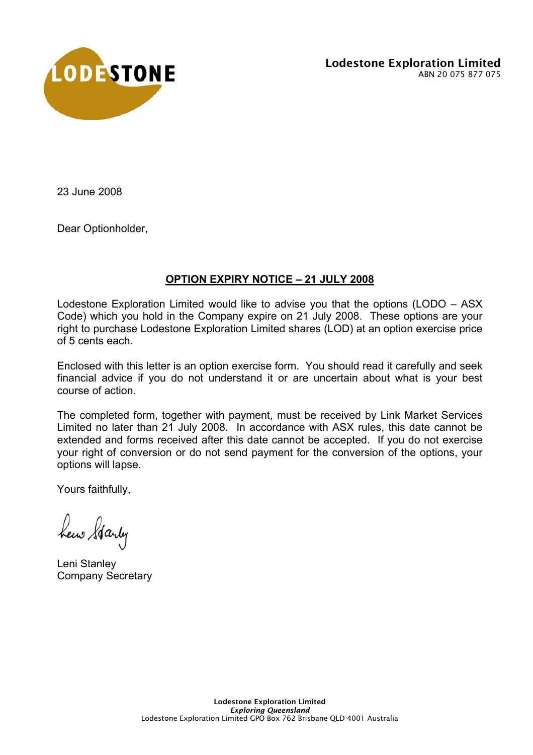**Lodestone Exploration Limited**
ABN 20 075 877 075

23 June 2008

Dear Optionholder,

**OPTION EXPIRY NOTICE – 21 JULY 2008**

Lodestone Exploration Limited would like to advise you that the options (LODO – ASX Code) which you hold in the Company expire on 21 July 2008. These options are your right to purchase Lodestone Exploration Limited shares (LOD) at an option exercise price of 5 cents each.

Enclosed with this letter is an option exercise form. You should read it carefully and seek financial advice if you do not understand it or are uncertain about what is your best course of action.

The completed form, together with payment, must be received by Link Market Services Limited no later than 21 July 2008. In accordance with ASX rules, this date cannot be extended and forms received after this date cannot be accepted. If you do not exercise your right of conversion or do not send payment for the conversion of the options, your options will lapse.

Yours faithfully,

Leni Stanley
Company Secretary

**Lodestone Exploration Limited**
***Exploring Queensland***
Lodestone Exploration Limited GPO Box 762 Brisbane QLD 4001 Australia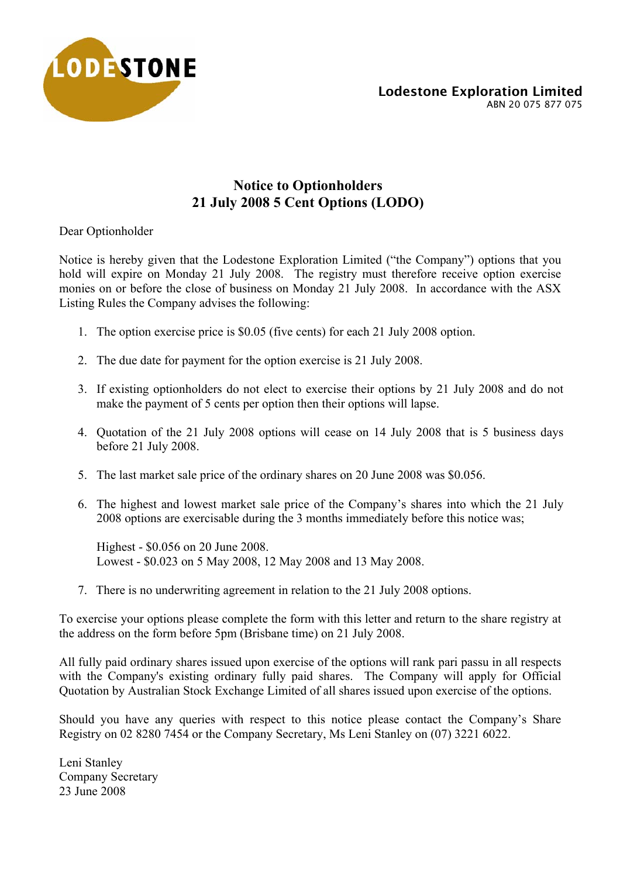**Lodestone Exploration Limited**
ABN 20 075 877 075

# Notice to Optionholders
## 21 July 2008 5 Cent Options (LODO)

Dear Optionholder

Notice is hereby given that the Lodestone Exploration Limited ("the Company") options that you hold will expire on Monday 21 July 2008. The registry must therefore receive option exercise monies on or before the close of business on Monday 21 July 2008. In accordance with the ASX Listing Rules the Company advises the following:

1. The option exercise price is $0.05 (five cents) for each 21 July 2008 option.

2. The due date for payment for the option exercise is 21 July 2008.

3. If existing optionholders do not elect to exercise their options by 21 July 2008 and do not make the payment of 5 cents per option then their options will lapse.

4. Quotation of the 21 July 2008 options will cease on 14 July 2008 that is 5 business days before 21 July 2008.

5. The last market sale price of the ordinary shares on 20 June 2008 was $0.056.

6. The highest and lowest market sale price of the Company's shares into which the 21 July 2008 options are exercisable during the 3 months immediately before this notice was;

   Highest - $0.056 on 20 June 2008.
   Lowest - $0.023 on 5 May 2008, 12 May 2008 and 13 May 2008.

7. There is no underwriting agreement in relation to the 21 July 2008 options.

To exercise your options please complete the form with this letter and return to the share registry at the address on the form before 5pm (Brisbane time) on 21 July 2008.

All fully paid ordinary shares issued upon exercise of the options will rank pari passu in all respects with the Company's existing ordinary fully paid shares. The Company will apply for Official Quotation by Australian Stock Exchange Limited of all shares issued upon exercise of the options.

Should you have any queries with respect to this notice please contact the Company's Share Registry on 02 8280 7454 or the Company Secretary, Ms Leni Stanley on (07) 3221 6022.

Leni Stanley
Company Secretary
23 June 2008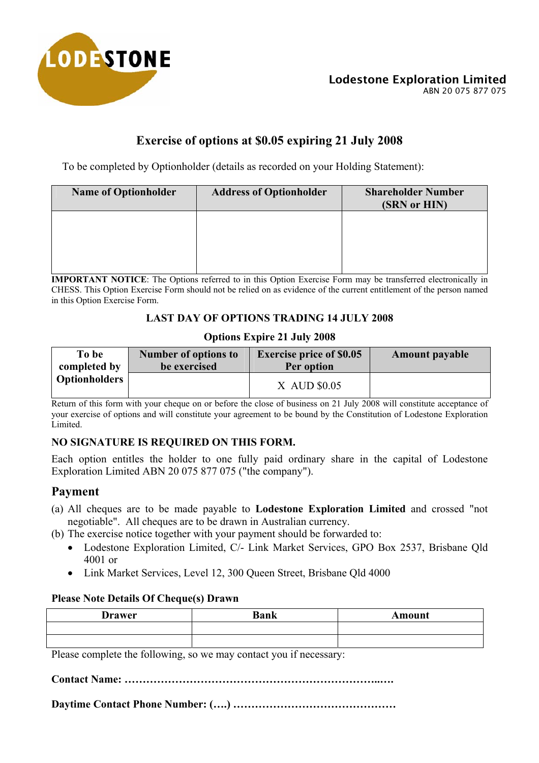LODESTONE

**Lodestone Exploration Limited**
ABN 20 075 877 075

# Exercise of options at $0.05 expiring 21 July 2008

To be completed by Optionholder (details as recorded on your Holding Statement):

| Name of Optionholder | Address of Optionholder | Shareholder Number (SRN or HIN) |
|---|---|---|
| | | |

**IMPORTANT NOTICE**: The Options referred to in this Option Exercise Form may be transferred electronically in CHESS. This Option Exercise Form should not be relied on as evidence of the current entitlement of the person named in this Option Exercise Form.

**LAST DAY OF OPTIONS TRADING 14 JULY 2008**

**Options Expire 21 July 2008**

| To be completed by Optionholders | Number of options to be exercised | Exercise price of $0.05 Per option | Amount payable |
|---|---|---|---|
| | | X AUD $0.05 | |

Return of this form with your cheque on or before the close of business on 21 July 2008 will constitute acceptance of your exercise of options and will constitute your agreement to be bound by the Constitution of Lodestone Exploration Limited.

**NO SIGNATURE IS REQUIRED ON THIS FORM.**

Each option entitles the holder to one fully paid ordinary share in the capital of Lodestone Exploration Limited ABN 20 075 877 075 ("the company").

## Payment

(a) All cheques are to be made payable to **Lodestone Exploration Limited** and crossed "not negotiable". All cheques are to be drawn in Australian currency.

(b) The exercise notice together with your payment should be forwarded to:

- Lodestone Exploration Limited, C/- Link Market Services, GPO Box 2537, Brisbane Qld 4001 or
- Link Market Services, Level 12, 300 Queen Street, Brisbane Qld 4000

**Please Note Details Of Cheque(s) Drawn**

| Drawer | Bank | Amount |
|---|---|---|
| | | |
| | | |

Please complete the following, so we may contact you if necessary:

**Contact Name: ………………………………………………………………..….**

**Daytime Contact Phone Number: (….) ………………………………………**